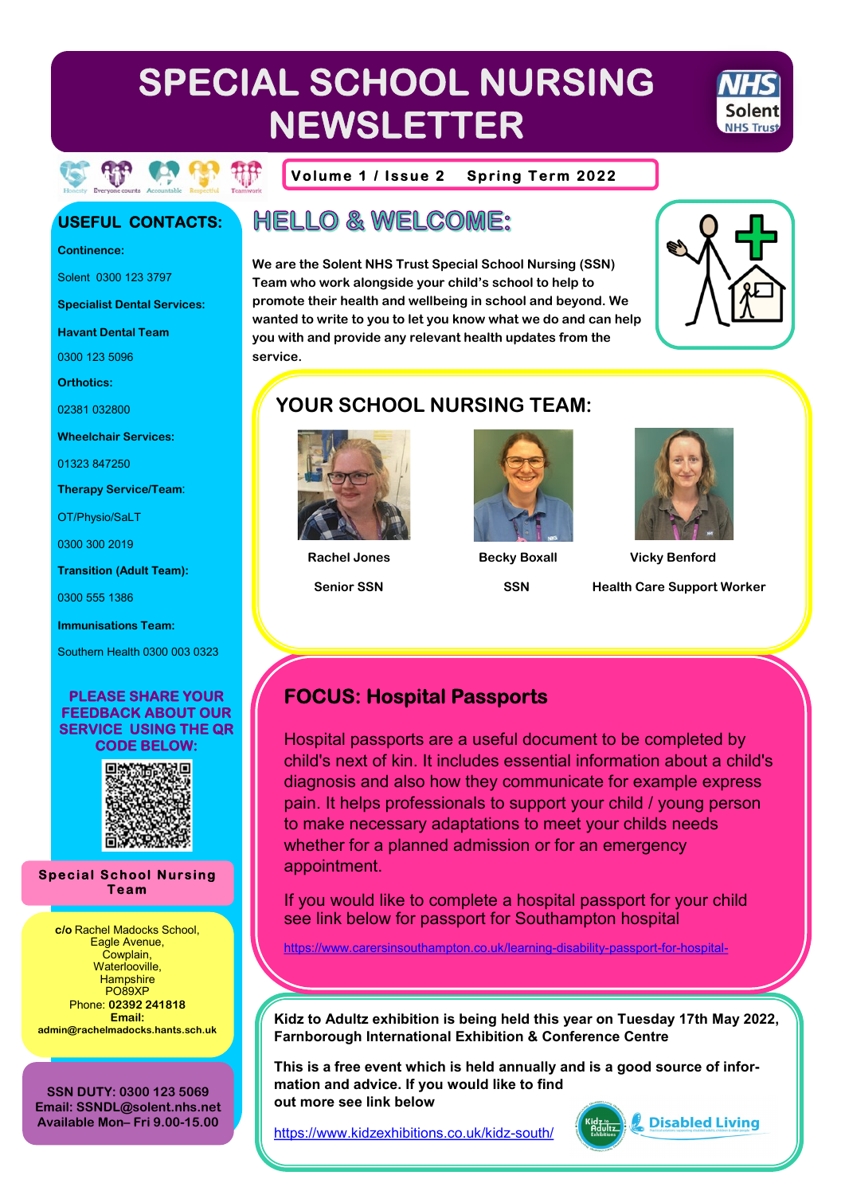# SPECIAL SCHOOL NURSING NEWSLETTER

Honesty · Everyone counts · Accountable · Respectful · Teamwork

**Volume 1 / Issue 2 Spring Term 2022**

## HELLO & WELCOME:

**We are the Solent NHS Trust Special School Nursing (SSN) Team who work alongside your child's school to help to promote their health and wellbeing in school and beyond. We wanted to write to you to let you know what we do and can help you with and provide any relevant health updates from the service.**

## YOUR SCHOOL NURSING TEAM:

| Rachel Jones | Becky Boxall | Vicky Benford |
|---|---|---|
| Senior SSN | SSN | Health Care Support Worker |

## FOCUS: Hospital Passports

Hospital passports are a useful document to be completed by child's next of kin. It includes essential information about a child's diagnosis and also how they communicate for example express pain. It helps professionals to support your child / young person to make necessary adaptations to meet your childs needs whether for a planned admission or for an emergency appointment.

If you would like to complete a hospital passport for your child see link below for passport for Southampton hospital

https://www.carersinsouthampton.co.uk/learning-disability-passport-for-hospital-

**Kidz to Adultz exhibition is being held this year on Tuesday 17th May 2022, Farnborough International Exhibition & Conference Centre**

**This is a free event which is held annually and is a good source of information and advice. If you would like to find out more see link below**

https://www.kidzexhibitions.co.uk/kidz-south/

## USEFUL CONTACTS:

**Continence:**

Solent 0300 123 3797

**Specialist Dental Services:**

**Havant Dental Team**

0300 123 5096

**Orthotics:**

02381 032800

**Wheelchair Services:**

01323 847250

**Therapy Service/Team:**

OT/Physio/SaLT

0300 300 2019

**Transition (Adult Team):**

0300 555 1386

**Immunisations Team:**

Southern Health 0300 003 0323

**PLEASE SHARE YOUR FEEDBACK ABOUT OUR SERVICE USING THE QR CODE BELOW:**

**Special School Nursing Team**

**c/o** Rachel Madocks School,
Eagle Avenue,
Cowplain,
Waterlooville,
Hampshire
PO89XP
Phone: **02392 241818**
**Email:**
**admin@rachelmadocks.hants.sch.uk**

**SSN DUTY: 0300 123 5069**
**Email: SSNDL@solent.nhs.net**
**Available Mon– Fri 9.00-15.00**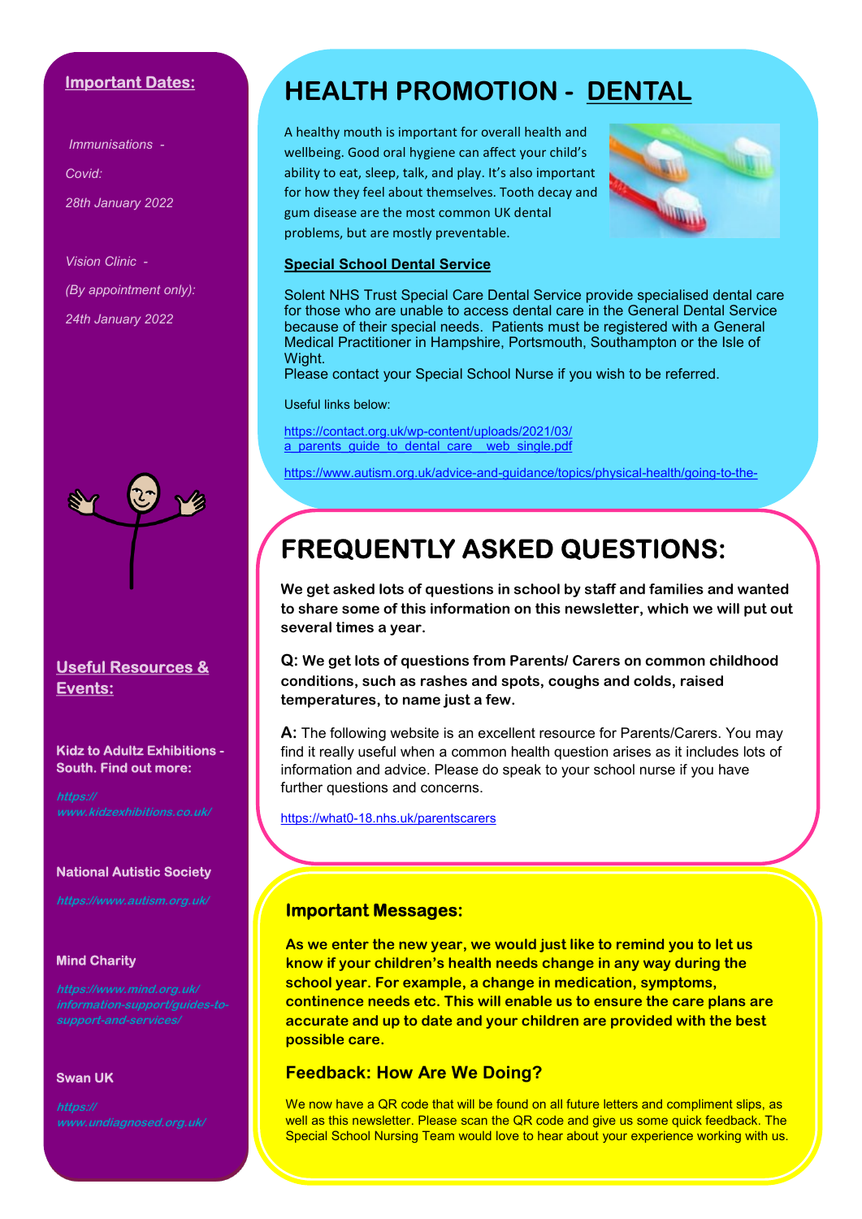## Important Dates:

*Immunisations - Covid:*
*28th January 2022*

*Vision Clinic - (By appointment only):*
*24th January 2022*

## Useful Resources & Events:

**Kidz to Adultz Exhibitions - South. Find out more:**

*https://www.kidzexhibitions.co.uk/*

**National Autistic Society**

*https://www.autism.org.uk/*

**Mind Charity**

*https://www.mind.org.uk/information-support/guides-to-support-and-services/*

**Swan UK**

*https://www.undiagnosed.org.uk/*

# HEALTH PROMOTION - DENTAL

A healthy mouth is important for overall health and wellbeing. Good oral hygiene can affect your child's ability to eat, sleep, talk, and play. It's also important for how they feel about themselves. Tooth decay and gum disease are the most common UK dental problems, but are mostly preventable.

**Special School Dental Service**

Solent NHS Trust Special Care Dental Service provide specialised dental care for those who are unable to access dental care in the General Dental Service because of their special needs. Patients must be registered with a General Medical Practitioner in Hampshire, Portsmouth, Southampton or the Isle of Wight.
Please contact your Special School Nurse if you wish to be referred.

Useful links below:

https://contact.org.uk/wp-content/uploads/2021/03/a_parents_guide_to_dental_care__web_single.pdf

https://www.autism.org.uk/advice-and-guidance/topics/physical-health/going-to-the-

# FREQUENTLY ASKED QUESTIONS:

**We get asked lots of questions in school by staff and families and wanted to share some of this information on this newsletter, which we will put out several times a year.**

**Q: We get lots of questions from Parents/ Carers on common childhood conditions, such as rashes and spots, coughs and colds, raised temperatures, to name just a few.**

**A:** The following website is an excellent resource for Parents/Carers. You may find it really useful when a common health question arises as it includes lots of information and advice. Please do speak to your school nurse if you have further questions and concerns.

https://what0-18.nhs.uk/parentscarers

### Important Messages:

**As we enter the new year, we would just like to remind you to let us know if your children's health needs change in any way during the school year. For example, a change in medication, symptoms, continence needs etc. This will enable us to ensure the care plans are accurate and up to date and your children are provided with the best possible care.**

### Feedback: How Are We Doing?

We now have a QR code that will be found on all future letters and compliment slips, as well as this newsletter. Please scan the QR code and give us some quick feedback. The Special School Nursing Team would love to hear about your experience working with us.